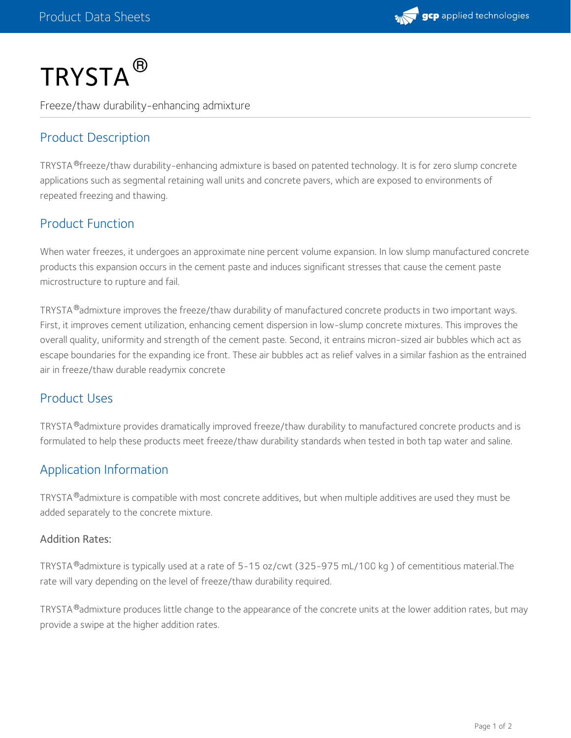# TRYSTA®

Freeze/thaw durability-enhancing admixture

## Product Description

TRYSTA® freeze/thaw durability-enhancing admixture is based on patented technology. It is for zero slump concrete applications such as segmental retaining wall units and concrete pavers, which are exposed to environments of repeated freezing and thawing.

## Product Function

When water freezes, it undergoes an approximate nine percent volume expansion. In low slump manufactured concrete products this expansion occurs in the cement paste and induces significant stresses that cause the cement paste microstructure to rupture and fail.

TRYSTA® admixture improves the freeze/thaw durability of manufactured concrete products in two important ways. First, it improves cement utilization, enhancing cement dispersion in low-slump concrete mixtures. This improves the overall quality, uniformity and strength of the cement paste. Second, it entrains micron-sized air bubbles which act as escape boundaries for the expanding ice front. These air bubbles act as relief valves in a similar fashion as the entrained air in freeze/thaw durable readymix concrete

## Product Uses

TRYSTA® admixture provides dramatically improved freeze/thaw durability to manufactured concrete products and is formulated to help these products meet freeze/thaw durability standards when tested in both tap water and saline.

## Application Information

TRYSTA® admixture is compatible with most concrete additives, but when multiple additives are used they must be added separately to the concrete mixture.

### Addition Rates:

TRYSTA® admixture is typically used at a rate of 5-15 oz/cwt (325-975 mL/100 kg ) of cementitious material.The rate will vary depending on the level of freeze/thaw durability required.

TRYSTA® admixture produces little change to the appearance of the concrete units at the lower addition rates, but may provide a swipe at the higher addition rates.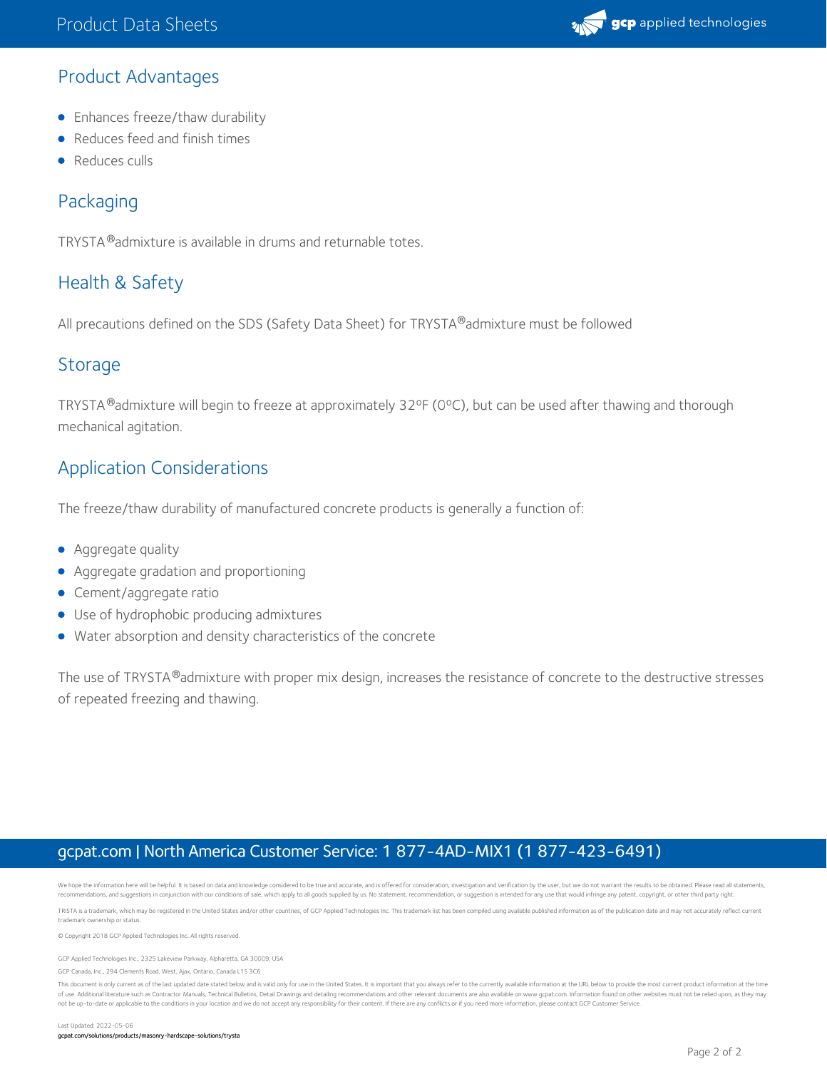## Product Advantages

- Enhances freeze/thaw durability
- Reduces feed and finish times
- Reduces culls

## Packaging

TRYSTA®admixture is available in drums and returnable totes.

## Health & Safety

All precautions defined on the SDS (Safety Data Sheet) for TRYSTA®admixture must be followed

## Storage

TRYSTA®admixture will begin to freeze at approximately 32ºF (0ºC), but can be used after thawing and thorough mechanical agitation.

## Application Considerations

The freeze/thaw durability of manufactured concrete products is generally a function of:

- Aggregate quality
- Aggregate gradation and proportioning
- Cement/aggregate ratio
- Use of hydrophobic producing admixtures
- Water absorption and density characteristics of the concrete

The use of TRYSTA®admixture with proper mix design, increases the resistance of concrete to the destructive stresses of repeated freezing and thawing.

gcpat.com | North America Customer Service: 1 877-4AD-MIX1 (1 877-423-6491)

We hope the information here will be helpful. It is based on data and knowledge considered to be true and accurate, and is offered for consideration, investigation and verification by the user, but we do not warrant the results to be obtained. Please read all statements, recommendations, and suggestions in conjunction with our conditions of sale, which apply to all goods supplied by us. No statement, recommendation, or suggestion is intended for any use that would infringe any patent, copyright, or other third party right.

TRISTA is a trademark, which may be registered in the United States and/or other countries, of GCP Applied Technologies Inc. This trademark list has been compiled using available published information as of the publication date and may not accurately reflect current trademark ownership or status.

© Copyright 2018 GCP Applied Technologies Inc. All rights reserved.

GCP Applied Technologies Inc., 2325 Lakeview Parkway, Alpharetta, GA 30009, USA

GCP Canada, Inc., 294 Clements Road, West, Ajax, Ontario, Canada L1S 3C6

This document is only current as of the last updated date stated below and is valid only for use in the United States. It is important that you always refer to the currently available information at the URL below to provide the most current product information at the time of use. Additional literature such as Contractor Manuals, Technical Bulletins, Detail Drawings and detailing recommendations and other relevant documents are also available on www.gcpat.com. Information found on other websites must not be relied upon, as they may not be up-to-date or applicable to the conditions in your location and we do not accept any responsibility for their content. If there are any conflicts or if you need more information, please contact GCP Customer Service.

Last Updated: 2022-05-06

gcpat.com/solutions/products/masonry-hardscape-solutions/trysta